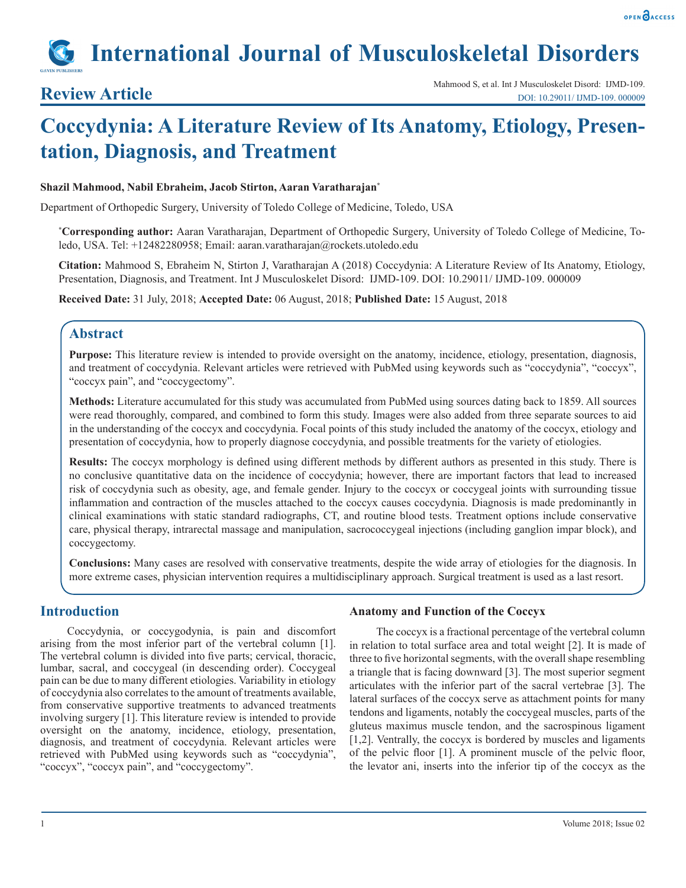# International Journal of Musculoskeletal Disorders

**Review Article**

Mahmood S, et al. Int J Musculoskelet Disord: IJMD-109.
DOI: 10.29011/ IJMD-109. 000009

# Coccydynia: A Literature Review of Its Anatomy, Etiology, Presentation, Diagnosis, and Treatment

**Shazil Mahmood, Nabil Ebraheim, Jacob Stirton, Aaran Varatharajan***

Department of Orthopedic Surgery, University of Toledo College of Medicine, Toledo, USA

***Corresponding author:** Aaran Varatharajan, Department of Orthopedic Surgery, University of Toledo College of Medicine, Toledo, USA. Tel: +12482280958; Email: aaran.varatharajan@rockets.utoledo.edu

**Citation:** Mahmood S, Ebraheim N, Stirton J, Varatharajan A (2018) Coccydynia: A Literature Review of Its Anatomy, Etiology, Presentation, Diagnosis, and Treatment. Int J Musculoskelet Disord: IJMD-109. DOI: 10.29011/ IJMD-109. 000009

**Received Date:** 31 July, 2018; **Accepted Date:** 06 August, 2018; **Published Date:** 15 August, 2018

## Abstract

**Purpose:** This literature review is intended to provide oversight on the anatomy, incidence, etiology, presentation, diagnosis, and treatment of coccydynia. Relevant articles were retrieved with PubMed using keywords such as "coccydynia", "coccyx", "coccyx pain", and "coccygectomy".

**Methods:** Literature accumulated for this study was accumulated from PubMed using sources dating back to 1859. All sources were read thoroughly, compared, and combined to form this study. Images were also added from three separate sources to aid in the understanding of the coccyx and coccydynia. Focal points of this study included the anatomy of the coccyx, etiology and presentation of coccydynia, how to properly diagnose coccydynia, and possible treatments for the variety of etiologies.

**Results:** The coccyx morphology is defined using different methods by different authors as presented in this study. There is no conclusive quantitative data on the incidence of coccydynia; however, there are important factors that lead to increased risk of coccydynia such as obesity, age, and female gender. Injury to the coccyx or coccygeal joints with surrounding tissue inflammation and contraction of the muscles attached to the coccyx causes coccydynia. Diagnosis is made predominantly in clinical examinations with static standard radiographs, CT, and routine blood tests. Treatment options include conservative care, physical therapy, intrarectal massage and manipulation, sacrococcygeal injections (including ganglion impar block), and coccygectomy.

**Conclusions:** Many cases are resolved with conservative treatments, despite the wide array of etiologies for the diagnosis. In more extreme cases, physician intervention requires a multidisciplinary approach. Surgical treatment is used as a last resort.

## Introduction

Coccydynia, or coccygodynia, is pain and discomfort arising from the most inferior part of the vertebral column [1]. The vertebral column is divided into five parts; cervical, thoracic, lumbar, sacral, and coccygeal (in descending order). Coccygeal pain can be due to many different etiologies. Variability in etiology of coccydynia also correlates to the amount of treatments available, from conservative supportive treatments to advanced treatments involving surgery [1]. This literature review is intended to provide oversight on the anatomy, incidence, etiology, presentation, diagnosis, and treatment of coccydynia. Relevant articles were retrieved with PubMed using keywords such as "coccydynia", "coccyx", "coccyx pain", and "coccygectomy".

### Anatomy and Function of the Coccyx

The coccyx is a fractional percentage of the vertebral column in relation to total surface area and total weight [2]. It is made of three to five horizontal segments, with the overall shape resembling a triangle that is facing downward [3]. The most superior segment articulates with the inferior part of the sacral vertebrae [3]. The lateral surfaces of the coccyx serve as attachment points for many tendons and ligaments, notably the coccygeal muscles, parts of the gluteus maximus muscle tendon, and the sacrospinous ligament [1,2]. Ventrally, the coccyx is bordered by muscles and ligaments of the pelvic floor [1]. A prominent muscle of the pelvic floor, the levator ani, inserts into the inferior tip of the coccyx as the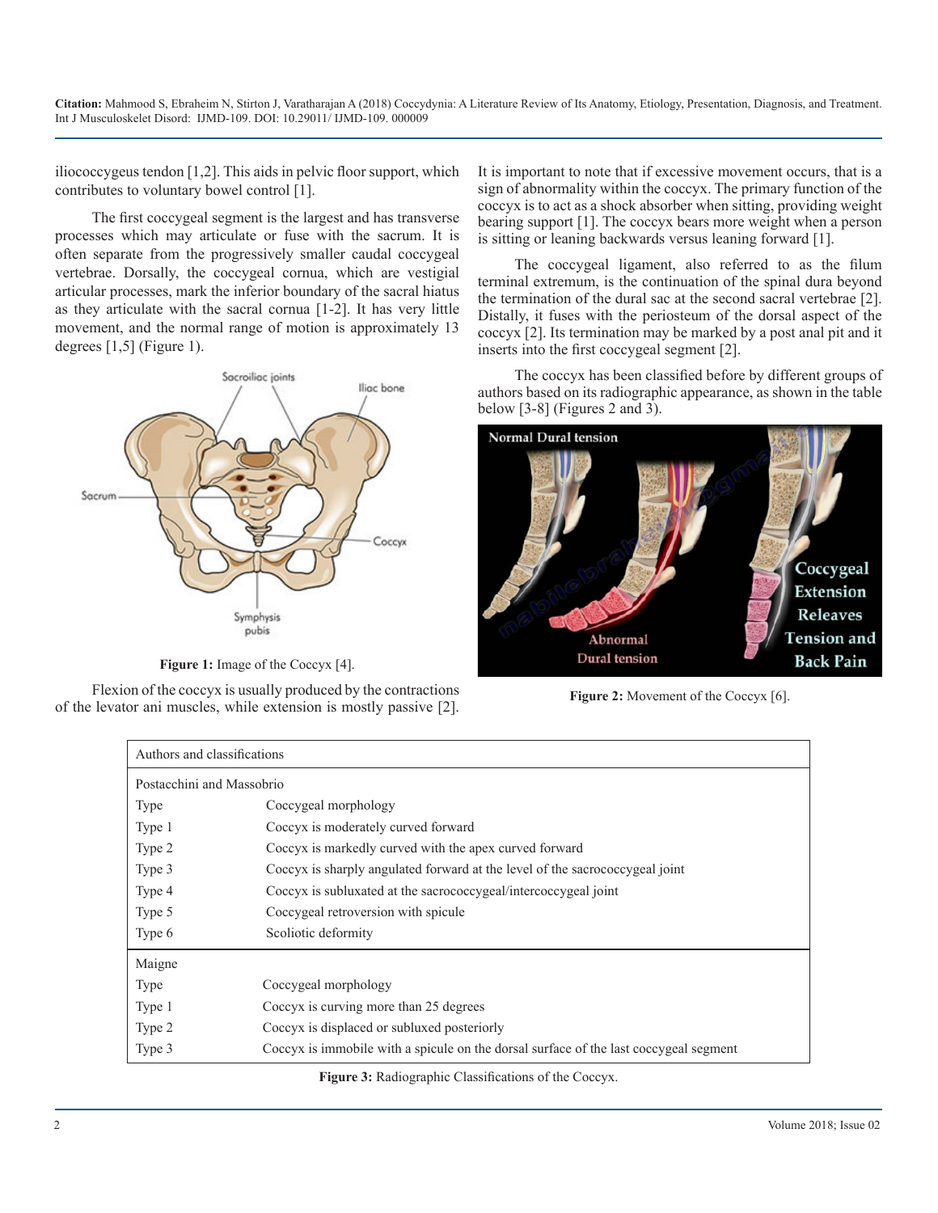iliococcygeus tendon [1,2]. This aids in pelvic floor support, which contributes to voluntary bowel control [1].

The first coccygeal segment is the largest and has transverse processes which may articulate or fuse with the sacrum. It is often separate from the progressively smaller caudal coccygeal vertebrae. Dorsally, the coccygeal cornua, which are vestigial articular processes, mark the inferior boundary of the sacral hiatus as they articulate with the sacral cornua [1-2]. It has very little movement, and the normal range of motion is approximately 13 degrees [1,5] (Figure 1).

Figure 1: Image of the Coccyx [4].

Flexion of the coccyx is usually produced by the contractions of the levator ani muscles, while extension is mostly passive [2]. It is important to note that if excessive movement occurs, that is a sign of abnormality within the coccyx. The primary function of the coccyx is to act as a shock absorber when sitting, providing weight bearing support [1]. The coccyx bears more weight when a person is sitting or leaning backwards versus leaning forward [1].

The coccygeal ligament, also referred to as the filum terminal extremum, is the continuation of the spinal dura beyond the termination of the dural sac at the second sacral vertebrae [2]. Distally, it fuses with the periosteum of the dorsal aspect of the coccyx [2]. Its termination may be marked by a post anal pit and it inserts into the first coccygeal segment [2].

The coccyx has been classified before by different groups of authors based on its radiographic appearance, as shown in the table below [3-8] (Figures 2 and 3).

Figure 2: Movement of the Coccyx [6].

| Authors and classifications | |
|---|---|
| **Postacchini and Massobrio** | |
| Type | Coccygeal morphology |
| Type 1 | Coccyx is moderately curved forward |
| Type 2 | Coccyx is markedly curved with the apex curved forward |
| Type 3 | Coccyx is sharply angulated forward at the level of the sacrococcygeal joint |
| Type 4 | Coccyx is subluxated at the sacrococcygeal/intercoccygeal joint |
| Type 5 | Coccygeal retroversion with spicule |
| Type 6 | Scoliotic deformity |
| **Maigne** | |
| Type | Coccygeal morphology |
| Type 1 | Coccyx is curving more than 25 degrees |
| Type 2 | Coccyx is displaced or subluxed posteriorly |
| Type 3 | Coccyx is immobile with a spicule on the dorsal surface of the last coccygeal segment |

Figure 3: Radiographic Classifications of the Coccyx.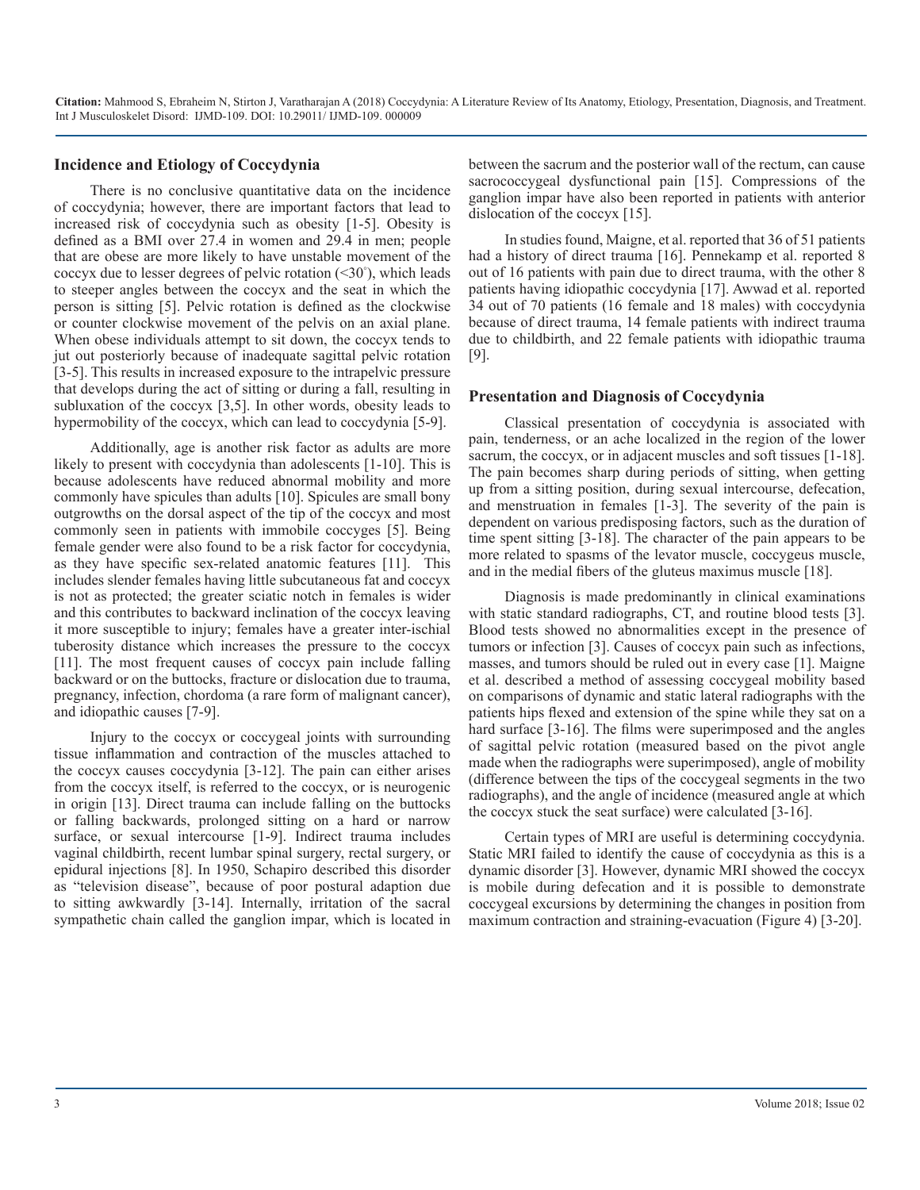## Incidence and Etiology of Coccydynia

There is no conclusive quantitative data on the incidence of coccydynia; however, there are important factors that lead to increased risk of coccydynia such as obesity [1-5]. Obesity is defined as a BMI over 27.4 in women and 29.4 in men; people that are obese are more likely to have unstable movement of the coccyx due to lesser degrees of pelvic rotation (<30°), which leads to steeper angles between the coccyx and the seat in which the person is sitting [5]. Pelvic rotation is defined as the clockwise or counter clockwise movement of the pelvis on an axial plane. When obese individuals attempt to sit down, the coccyx tends to jut out posteriorly because of inadequate sagittal pelvic rotation [3-5]. This results in increased exposure to the intrapelvic pressure that develops during the act of sitting or during a fall, resulting in subluxation of the coccyx [3,5]. In other words, obesity leads to hypermobility of the coccyx, which can lead to coccydynia [5-9].

Additionally, age is another risk factor as adults are more likely to present with coccydynia than adolescents [1-10]. This is because adolescents have reduced abnormal mobility and more commonly have spicules than adults [10]. Spicules are small bony outgrowths on the dorsal aspect of the tip of the coccyx and most commonly seen in patients with immobile coccyges [5]. Being female gender were also found to be a risk factor for coccydynia, as they have specific sex-related anatomic features [11]. This includes slender females having little subcutaneous fat and coccyx is not as protected; the greater sciatic notch in females is wider and this contributes to backward inclination of the coccyx leaving it more susceptible to injury; females have a greater inter-ischial tuberosity distance which increases the pressure to the coccyx [11]. The most frequent causes of coccyx pain include falling backward or on the buttocks, fracture or dislocation due to trauma, pregnancy, infection, chordoma (a rare form of malignant cancer), and idiopathic causes [7-9].

Injury to the coccyx or coccygeal joints with surrounding tissue inflammation and contraction of the muscles attached to the coccyx causes coccydynia [3-12]. The pain can either arises from the coccyx itself, is referred to the coccyx, or is neurogenic in origin [13]. Direct trauma can include falling on the buttocks or falling backwards, prolonged sitting on a hard or narrow surface, or sexual intercourse [1-9]. Indirect trauma includes vaginal childbirth, recent lumbar spinal surgery, rectal surgery, or epidural injections [8]. In 1950, Schapiro described this disorder as "television disease", because of poor postural adaption due to sitting awkwardly [3-14]. Internally, irritation of the sacral sympathetic chain called the ganglion impar, which is located in between the sacrum and the posterior wall of the rectum, can cause sacrococcygeal dysfunctional pain [15]. Compressions of the ganglion impar have also been reported in patients with anterior dislocation of the coccyx [15].

In studies found, Maigne, et al. reported that 36 of 51 patients had a history of direct trauma [16]. Pennekamp et al. reported 8 out of 16 patients with pain due to direct trauma, with the other 8 patients having idiopathic coccydynia [17]. Awwad et al. reported 34 out of 70 patients (16 female and 18 males) with coccydynia because of direct trauma, 14 female patients with indirect trauma due to childbirth, and 22 female patients with idiopathic trauma [9].

## Presentation and Diagnosis of Coccydynia

Classical presentation of coccydynia is associated with pain, tenderness, or an ache localized in the region of the lower sacrum, the coccyx, or in adjacent muscles and soft tissues [1-18]. The pain becomes sharp during periods of sitting, when getting up from a sitting position, during sexual intercourse, defecation, and menstruation in females [1-3]. The severity of the pain is dependent on various predisposing factors, such as the duration of time spent sitting [3-18]. The character of the pain appears to be more related to spasms of the levator muscle, coccygeus muscle, and in the medial fibers of the gluteus maximus muscle [18].

Diagnosis is made predominantly in clinical examinations with static standard radiographs, CT, and routine blood tests [3]. Blood tests showed no abnormalities except in the presence of tumors or infection [3]. Causes of coccyx pain such as infections, masses, and tumors should be ruled out in every case [1]. Maigne et al. described a method of assessing coccygeal mobility based on comparisons of dynamic and static lateral radiographs with the patients hips flexed and extension of the spine while they sat on a hard surface [3-16]. The films were superimposed and the angles of sagittal pelvic rotation (measured based on the pivot angle made when the radiographs were superimposed), angle of mobility (difference between the tips of the coccygeal segments in the two radiographs), and the angle of incidence (measured angle at which the coccyx stuck the seat surface) were calculated [3-16].

Certain types of MRI are useful is determining coccydynia. Static MRI failed to identify the cause of coccydynia as this is a dynamic disorder [3]. However, dynamic MRI showed the coccyx is mobile during defecation and it is possible to demonstrate coccygeal excursions by determining the changes in position from maximum contraction and straining-evacuation (Figure 4) [3-20].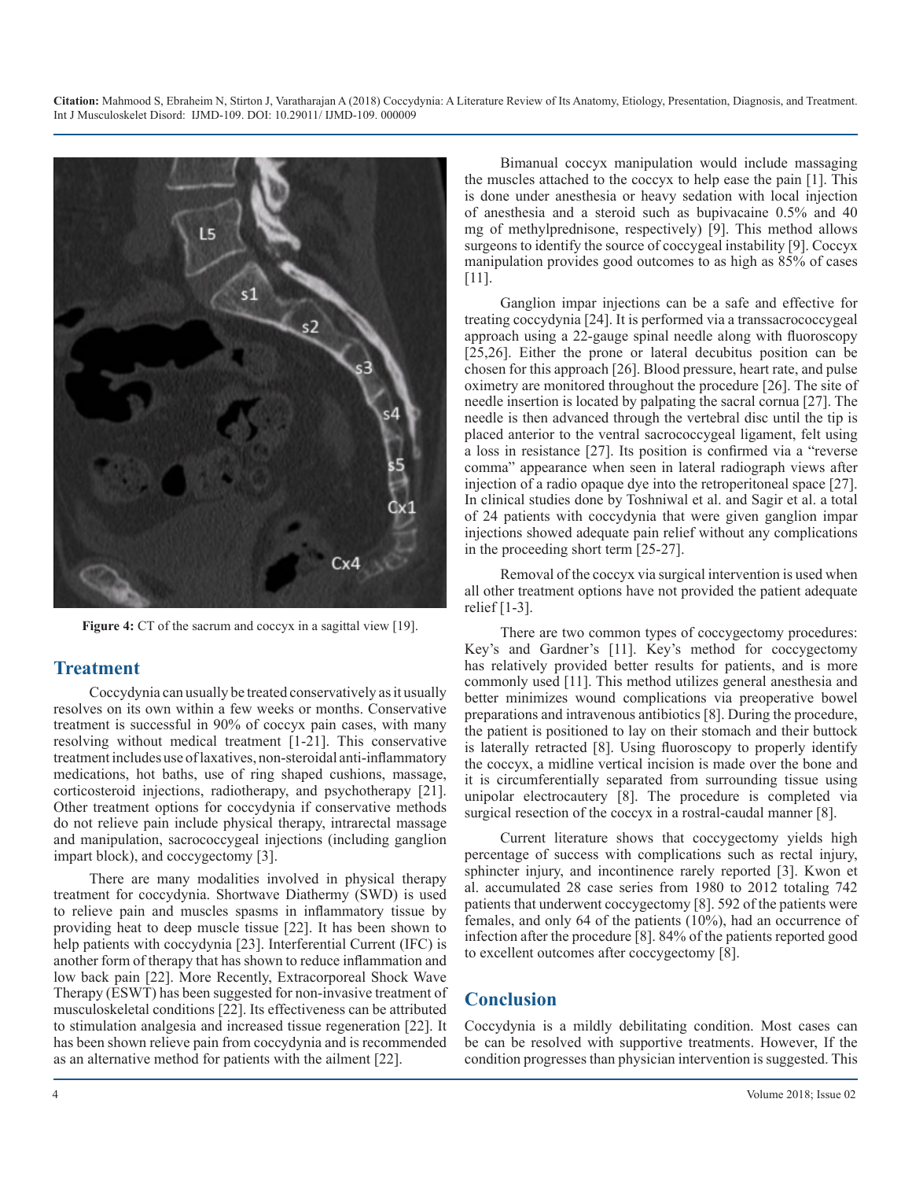Figure 4: CT of the sacrum and coccyx in a sagittal view [19].

## Treatment

Coccydynia can usually be treated conservatively as it usually resolves on its own within a few weeks or months. Conservative treatment is successful in 90% of coccyx pain cases, with many resolving without medical treatment [1-21]. This conservative treatment includes use of laxatives, non-steroidal anti-inflammatory medications, hot baths, use of ring shaped cushions, massage, corticosteroid injections, radiotherapy, and psychotherapy [21]. Other treatment options for coccydynia if conservative methods do not relieve pain include physical therapy, intrarectal massage and manipulation, sacrococcygeal injections (including ganglion impart block), and coccygectomy [3].

There are many modalities involved in physical therapy treatment for coccydynia. Shortwave Diathermy (SWD) is used to relieve pain and muscles spasms in inflammatory tissue by providing heat to deep muscle tissue [22]. It has been shown to help patients with coccydynia [23]. Interferential Current (IFC) is another form of therapy that has shown to reduce inflammation and low back pain [22]. More Recently, Extracorporeal Shock Wave Therapy (ESWT) has been suggested for non-invasive treatment of musculoskeletal conditions [22]. Its effectiveness can be attributed to stimulation analgesia and increased tissue regeneration [22]. It has been shown relieve pain from coccydynia and is recommended as an alternative method for patients with the ailment [22].

Bimanual coccyx manipulation would include massaging the muscles attached to the coccyx to help ease the pain [1]. This is done under anesthesia or heavy sedation with local injection of anesthesia and a steroid such as bupivacaine 0.5% and 40 mg of methylprednisone, respectively) [9]. This method allows surgeons to identify the source of coccygeal instability [9]. Coccyx manipulation provides good outcomes to as high as 85% of cases [11].

Ganglion impar injections can be a safe and effective for treating coccydynia [24]. It is performed via a transsacrococcygeal approach using a 22-gauge spinal needle along with fluoroscopy [25,26]. Either the prone or lateral decubitus position can be chosen for this approach [26]. Blood pressure, heart rate, and pulse oximetry are monitored throughout the procedure [26]. The site of needle insertion is located by palpating the sacral cornua [27]. The needle is then advanced through the vertebral disc until the tip is placed anterior to the ventral sacrococcygeal ligament, felt using a loss in resistance [27]. Its position is confirmed via a "reverse comma" appearance when seen in lateral radiograph views after injection of a radio opaque dye into the retroperitoneal space [27]. In clinical studies done by Toshniwal et al. and Sagir et al. a total of 24 patients with coccydynia that were given ganglion impar injections showed adequate pain relief without any complications in the proceeding short term [25-27].

Removal of the coccyx via surgical intervention is used when all other treatment options have not provided the patient adequate relief [1-3].

There are two common types of coccygectomy procedures: Key's and Gardner's [11]. Key's method for coccygectomy has relatively provided better results for patients, and is more commonly used [11]. This method utilizes general anesthesia and better minimizes wound complications via preoperative bowel preparations and intravenous antibiotics [8]. During the procedure, the patient is positioned to lay on their stomach and their buttock is laterally retracted [8]. Using fluoroscopy to properly identify the coccyx, a midline vertical incision is made over the bone and it is circumferentially separated from surrounding tissue using unipolar electrocautery [8]. The procedure is completed via surgical resection of the coccyx in a rostral-caudal manner [8].

Current literature shows that coccygectomy yields high percentage of success with complications such as rectal injury, sphincter injury, and incontinence rarely reported [3]. Kwon et al. accumulated 28 case series from 1980 to 2012 totaling 742 patients that underwent coccygectomy [8]. 592 of the patients were females, and only 64 of the patients (10%), had an occurrence of infection after the procedure [8]. 84% of the patients reported good to excellent outcomes after coccygectomy [8].

## Conclusion

Coccydynia is a mildly debilitating condition. Most cases can be can be resolved with supportive treatments. However, If the condition progresses than physician intervention is suggested. This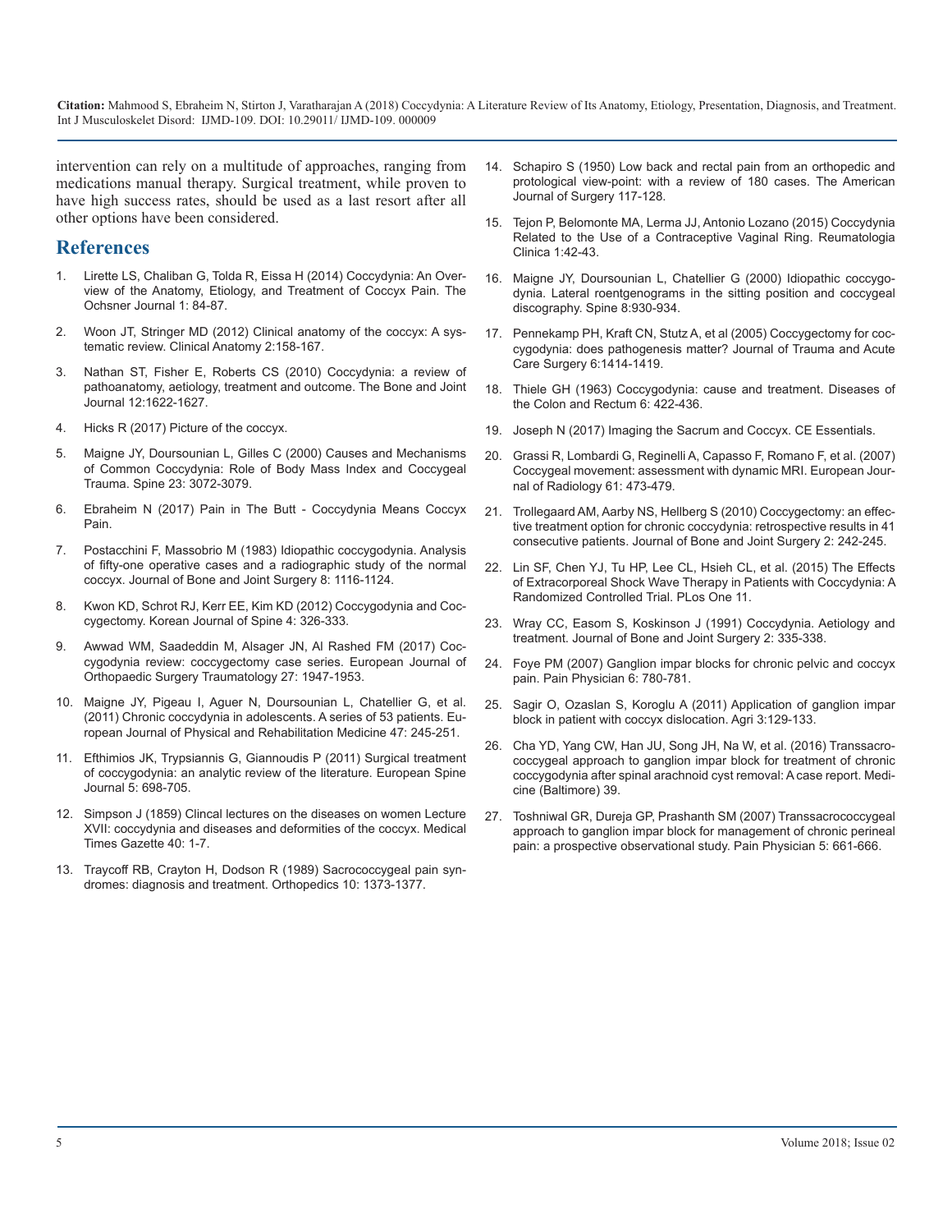intervention can rely on a multitude of approaches, ranging from medications manual therapy. Surgical treatment, while proven to have high success rates, should be used as a last resort after all other options have been considered.

## References

1. Lirette LS, Chaliban G, Tolda R, Eissa H (2014) Coccydynia: An Overview of the Anatomy, Etiology, and Treatment of Coccyx Pain. The Ochsner Journal 1: 84-87.
2. Woon JT, Stringer MD (2012) Clinical anatomy of the coccyx: A systematic review. Clinical Anatomy 2:158-167.
3. Nathan ST, Fisher E, Roberts CS (2010) Coccydynia: a review of pathoanatomy, aetiology, treatment and outcome. The Bone and Joint Journal 12:1622-1627.
4. Hicks R (2017) Picture of the coccyx.
5. Maigne JY, Doursounian L, Gilles C (2000) Causes and Mechanisms of Common Coccydynia: Role of Body Mass Index and Coccygeal Trauma. Spine 23: 3072-3079.
6. Ebraheim N (2017) Pain in The Butt - Coccydynia Means Coccyx Pain.
7. Postacchini F, Massobrio M (1983) Idiopathic coccygodynia. Analysis of fifty-one operative cases and a radiographic study of the normal coccyx. Journal of Bone and Joint Surgery 8: 1116-1124.
8. Kwon KD, Schrot RJ, Kerr EE, Kim KD (2012) Coccygodynia and Coccygectomy. Korean Journal of Spine 4: 326-333.
9. Awwad WM, Saadeddin M, Alsager JN, Al Rashed FM (2017) Coccygodynia review: coccygectomy case series. European Journal of Orthopaedic Surgery Traumatology 27: 1947-1953.
10. Maigne JY, Pigeau I, Aguer N, Doursounian L, Chatellier G, et al. (2011) Chronic coccydynia in adolescents. A series of 53 patients. European Journal of Physical and Rehabilitation Medicine 47: 245-251.
11. Efthimios JK, Trypsiannis G, Giannoudis P (2011) Surgical treatment of coccygodynia: an analytic review of the literature. European Spine Journal 5: 698-705.
12. Simpson J (1859) Clincal lectures on the diseases on women Lecture XVII: coccydynia and diseases and deformities of the coccyx. Medical Times Gazette 40: 1-7.
13. Traycoff RB, Crayton H, Dodson R (1989) Sacrococcygeal pain syndromes: diagnosis and treatment. Orthopedics 10: 1373-1377.
14. Schapiro S (1950) Low back and rectal pain from an orthopedic and protological view-point: with a review of 180 cases. The American Journal of Surgery 117-128.
15. Tejon P, Belomonte MA, Lerma JJ, Antonio Lozano (2015) Coccydynia Related to the Use of a Contraceptive Vaginal Ring. Reumatologia Clinica 1:42-43.
16. Maigne JY, Doursounian L, Chatellier G (2000) Idiopathic coccygodynia. Lateral roentgenograms in the sitting position and coccygeal discography. Spine 8:930-934.
17. Pennekamp PH, Kraft CN, Stutz A, et al (2005) Coccygectomy for coccygodynia: does pathogenesis matter? Journal of Trauma and Acute Care Surgery 6:1414-1419.
18. Thiele GH (1963) Coccygodynia: cause and treatment. Diseases of the Colon and Rectum 6: 422-436.
19. Joseph N (2017) Imaging the Sacrum and Coccyx. CE Essentials.
20. Grassi R, Lombardi G, Reginelli A, Capasso F, Romano F, et al. (2007) Coccygeal movement: assessment with dynamic MRI. European Journal of Radiology 61: 473-479.
21. Trollegaard AM, Aarby NS, Hellberg S (2010) Coccygectomy: an effective treatment option for chronic coccydynia: retrospective results in 41 consecutive patients. Journal of Bone and Joint Surgery 2: 242-245.
22. Lin SF, Chen YJ, Tu HP, Lee CL, Hsieh CL, et al. (2015) The Effects of Extracorporeal Shock Wave Therapy in Patients with Coccydynia: A Randomized Controlled Trial. PLos One 11.
23. Wray CC, Easom S, Koskinson J (1991) Coccydynia. Aetiology and treatment. Journal of Bone and Joint Surgery 2: 335-338.
24. Foye PM (2007) Ganglion impar blocks for chronic pelvic and coccyx pain. Pain Physician 6: 780-781.
25. Sagir O, Ozaslan S, Koroglu A (2011) Application of ganglion impar block in patient with coccyx dislocation. Agri 3:129-133.
26. Cha YD, Yang CW, Han JU, Song JH, Na W, et al. (2016) Transsacrococcygeal approach to ganglion impar block for treatment of chronic coccygodynia after spinal arachnoid cyst removal: A case report. Medicine (Baltimore) 39.
27. Toshniwal GR, Dureja GP, Prashanth SM (2007) Transsacrococcygeal approach to ganglion impar block for management of chronic perineal pain: a prospective observational study. Pain Physician 5: 661-666.